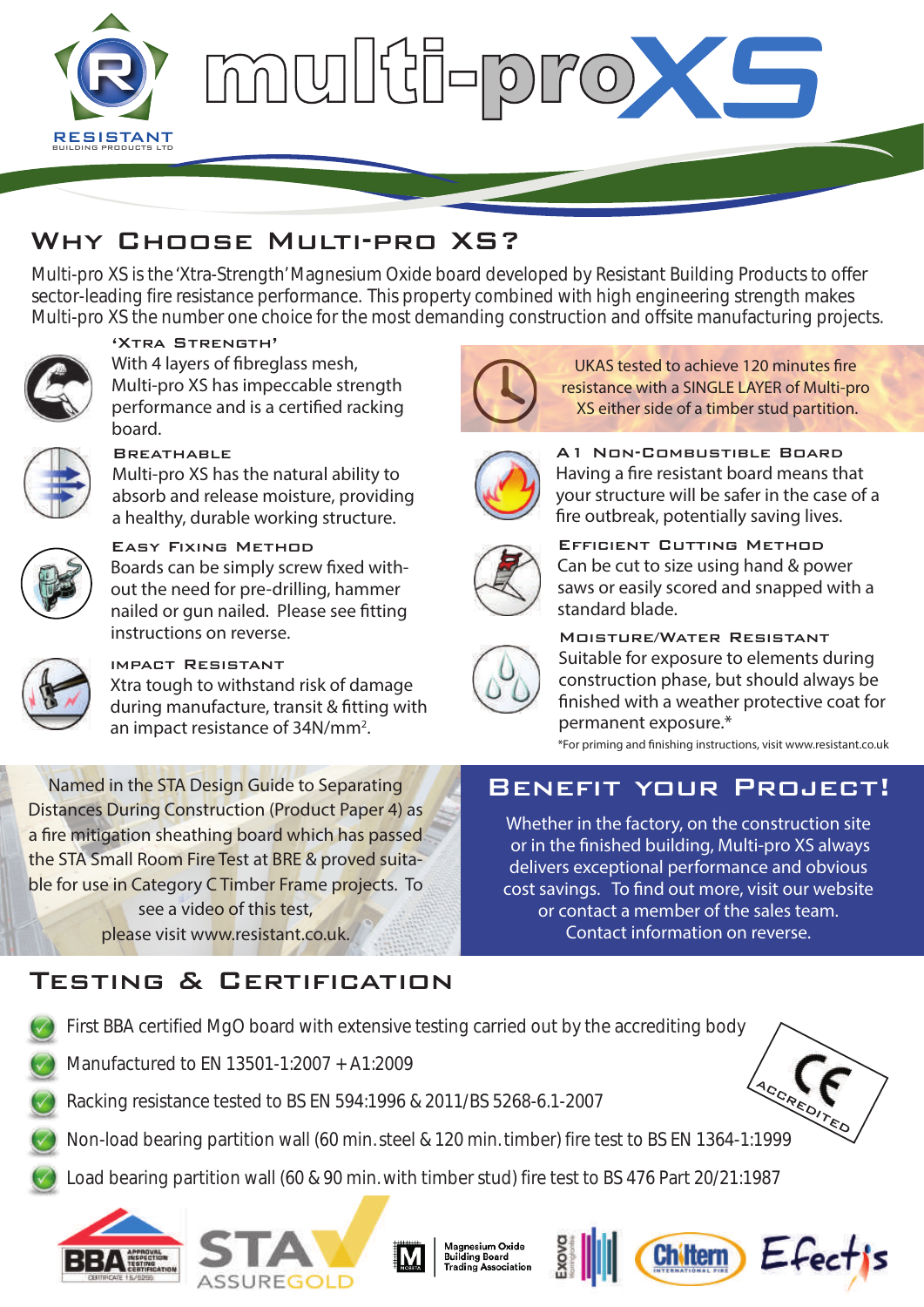RESISTANT
BUILDING PRODUCTS LTD

# multi-pro XS

## Why Choose Multi-pro XS?

Multi-pro XS is the 'Xtra-Strength' Magnesium Oxide board developed by Resistant Building Products to offer sector-leading fire resistance performance. This property combined with high engineering strength makes Multi-pro XS the number one choice for the most demanding construction and offsite manufacturing projects.

### 'Xtra Strength'

With 4 layers of fibreglass mesh, Multi-pro XS has impeccable strength performance and is a certified racking board.

### Breathable

Multi-pro XS has the natural ability to absorb and release moisture, providing a healthy, durable working structure.

### Easy Fixing Method

Boards can be simply screw fixed without the need for pre-drilling, hammer nailed or gun nailed. Please see fitting instructions on reverse.

### Impact Resistant

Xtra tough to withstand risk of damage during manufacture, transit & fitting with an impact resistance of 34N/mm$^2$.

UKAS tested to achieve 120 minutes fire resistance with a SINGLE LAYER of Multi-pro XS either side of a timber stud partition.

### A1 Non-Combustible Board

Having a fire resistant board means that your structure will be safer in the case of a fire outbreak, potentially saving lives.

### Efficient Cutting Method

Can be cut to size using hand & power saws or easily scored and snapped with a standard blade.

### Moisture/Water Resistant

Suitable for exposure to elements during construction phase, but should always be finished with a weather protective coat for permanent exposure.*

*For priming and finishing instructions, visit www.resistant.co.uk

Named in the STA Design Guide to Separating Distances During Construction (Product Paper 4) as a fire mitigation sheathing board which has passed the STA Small Room Fire Test at BRE & proved suitable for use in Category C Timber Frame projects. To see a video of this test, please visit www.resistant.co.uk.

## Benefit your Project!

Whether in the factory, on the construction site or in the finished building, Multi-pro XS always delivers exceptional performance and obvious cost savings. To find out more, visit our website or contact a member of the sales team. Contact information on reverse.

## Testing & Certification

- First BBA certified MgO board with extensive testing carried out by the accrediting body
- Manufactured to EN 13501-1:2007 + A1:2009
- Racking resistance tested to BS EN 594:1996 & 2011/BS 5268-6.1-2007
- Non-load bearing partition wall (60 min. steel & 120 min. timber) fire test to BS EN 1364-1:1999
- Load bearing partition wall (60 & 90 min. with timber stud) fire test to BS 476 Part 20/21:1987

CE ACCREDITED

BBA APPROVAL INSPECTION TESTING CERTIFICATION CERTIFICATE 15/5265 · STA ASSUREGOLD · Magnesium Oxide Building Board Trading Association · Exova · Chiltern International Fire · Efectis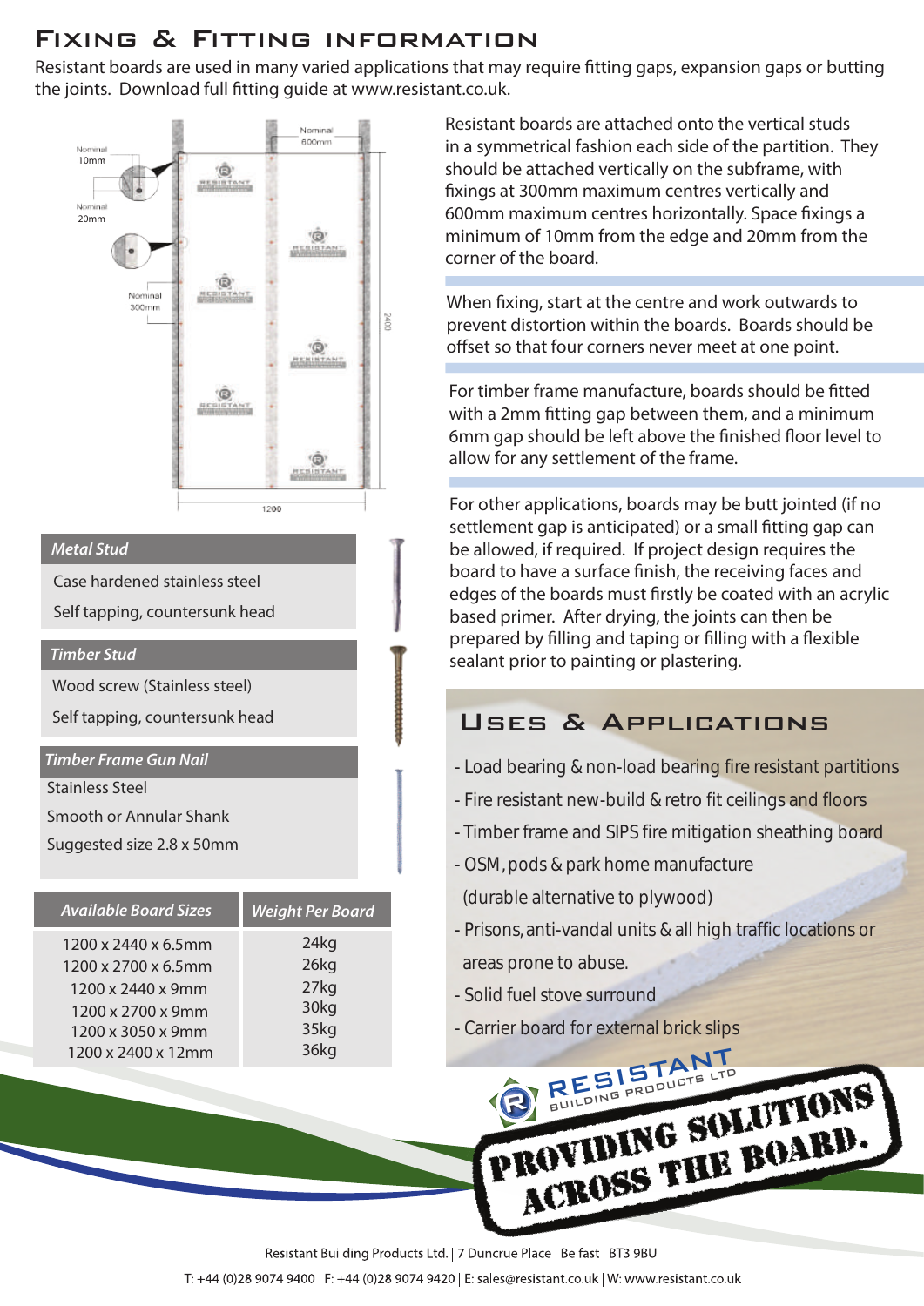# Fixing & Fitting information

Resistant boards are used in many varied applications that may require fitting gaps, expansion gaps or butting the joints. Download full fitting guide at www.resistant.co.uk.

Nominal 10mm

Nominal 20mm

Nominal 300mm

Nominal 600mm

2400

1200

Resistant boards are attached onto the vertical studs in a symmetrical fashion each side of the partition. They should be attached vertically on the subframe, with fixings at 300mm maximum centres vertically and 600mm maximum centres horizontally. Space fixings a minimum of 10mm from the edge and 20mm from the corner of the board.

When fixing, start at the centre and work outwards to prevent distortion within the boards. Boards should be offset so that four corners never meet at one point.

For timber frame manufacture, boards should be fitted with a 2mm fitting gap between them, and a minimum 6mm gap should be left above the finished floor level to allow for any settlement of the frame.

For other applications, boards may be butt jointed (if no settlement gap is anticipated) or a small fitting gap can be allowed, if required. If project design requires the board to have a surface finish, the receiving faces and edges of the boards must firstly be coated with an acrylic based primer. After drying, the joints can then be prepared by filling and taping or filling with a flexible sealant prior to painting or plastering.

***Metal Stud***

Case hardened stainless steel

Self tapping, countersunk head

***Timber Stud***

Wood screw (Stainless steel)

Self tapping, countersunk head

***Timber Frame Gun Nail***

Stainless Steel

Smooth or Annular Shank

Suggested size 2.8 x 50mm

| *Available Board Sizes* | *Weight Per Board* |
|---|---|
| 1200 x 2440 x 6.5mm | 24kg |
| 1200 x 2700 x 6.5mm | 26kg |
| 1200 x 2440 x 9mm | 27kg |
| 1200 x 2700 x 9mm | 30kg |
| 1200 x 3050 x 9mm | 35kg |
| 1200 x 2400 x 12mm | 36kg |

## Uses & Applications

- Load bearing & non-load bearing fire resistant partitions
- Fire resistant new-build & retro fit ceilings and floors
- Timber frame and SIPS fire mitigation sheathing board
- OSM, pods & park home manufacture (durable alternative to plywood)
- Prisons, anti-vandal units & all high traffic locations or areas prone to abuse.
- Solid fuel stove surround
- Carrier board for external brick slips

RESISTANT BUILDING PRODUCTS LTD

PROVIDING SOLUTIONS ACROSS THE BOARD.

Resistant Building Products Ltd. | 7 Duncrue Place | Belfast | BT3 9BU

T: +44 (0)28 9074 9400 | F: +44 (0)28 9074 9420 | E: sales@resistant.co.uk | W: www.resistant.co.uk